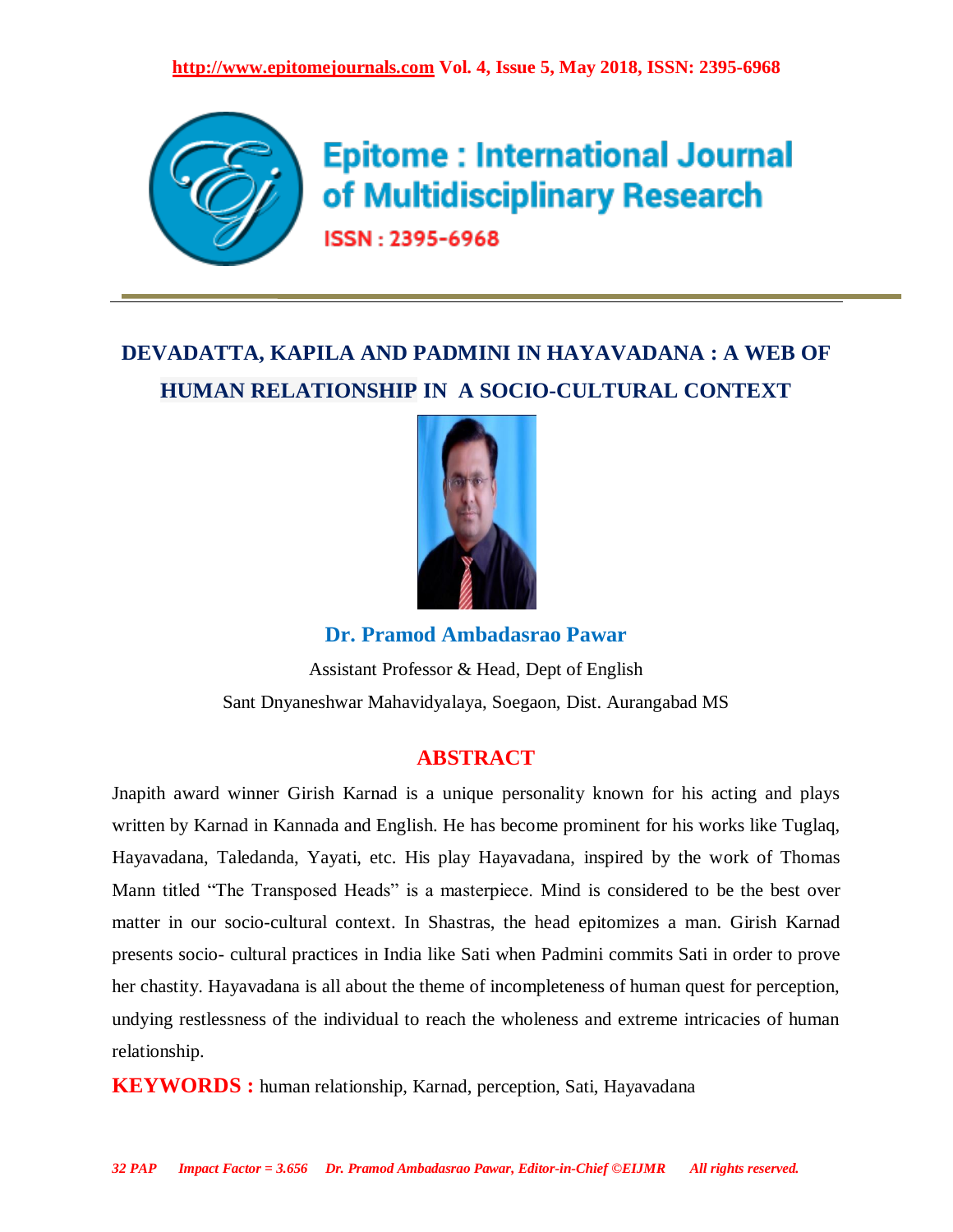# DEVADATTA, KAPILA AND PADMINI IN HAYAVADANA : A WEB OF HUMAN RELATIONSHIP IN A SOCIO-CULTURAL CONTEXT

**Dr. Pramod Ambadasrao Pawar**

Assistant Professor & Head, Dept of English

Sant Dnyaneshwar Mahavidyalaya, Soegaon, Dist. Aurangabad MS

## ABSTRACT

Jnapith award winner Girish Karnad is a unique personality known for his acting and plays written by Karnad in Kannada and English. He has become prominent for his works like Tuglaq, Hayavadana, Taledanda, Yayati, etc. His play Hayavadana, inspired by the work of Thomas Mann titled "The Transposed Heads" is a masterpiece. Mind is considered to be the best over matter in our socio-cultural context. In Shastras, the head epitomizes a man. Girish Karnad presents socio- cultural practices in India like Sati when Padmini commits Sati in order to prove her chastity. Hayavadana is all about the theme of incompleteness of human quest for perception, undying restlessness of the individual to reach the wholeness and extreme intricacies of human relationship.

**KEYWORDS :** human relationship, Karnad, perception, Sati, Hayavadana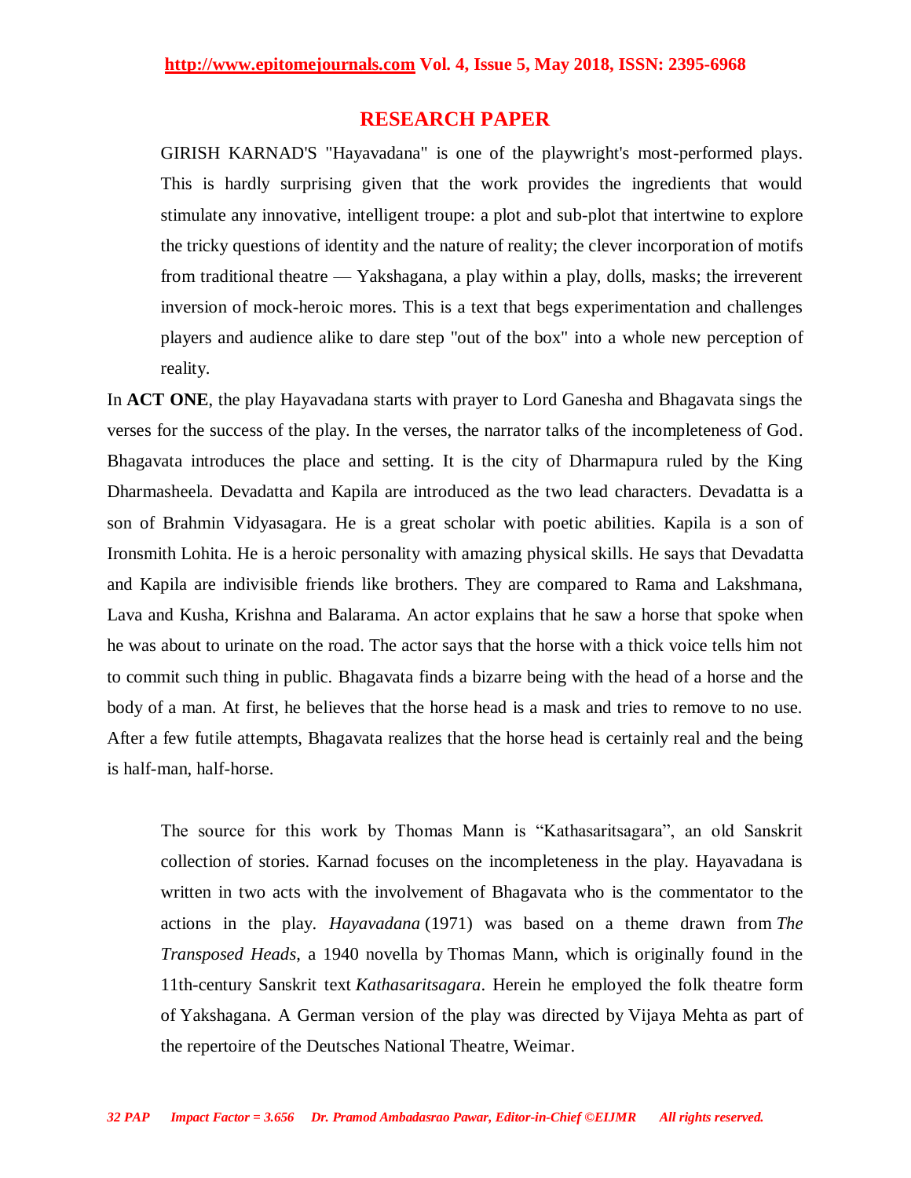## RESEARCH PAPER

> GIRISH KARNAD'S "Hayavadana" is one of the playwright's most-performed plays. This is hardly surprising given that the work provides the ingredients that would stimulate any innovative, intelligent troupe: a plot and sub-plot that intertwine to explore the tricky questions of identity and the nature of reality; the clever incorporation of motifs from traditional theatre — Yakshagana, a play within a play, dolls, masks; the irreverent inversion of mock-heroic mores. This is a text that begs experimentation and challenges players and audience alike to dare step "out of the box" into a whole new perception of reality.

In **ACT ONE**, the play Hayavadana starts with prayer to Lord Ganesha and Bhagavata sings the verses for the success of the play. In the verses, the narrator talks of the incompleteness of God. Bhagavata introduces the place and setting. It is the city of Dharmapura ruled by the King Dharmasheela. Devadatta and Kapila are introduced as the two lead characters. Devadatta is a son of Brahmin Vidyasagara. He is a great scholar with poetic abilities. Kapila is a son of Ironsmith Lohita. He is a heroic personality with amazing physical skills. He says that Devadatta and Kapila are indivisible friends like brothers. They are compared to Rama and Lakshmana, Lava and Kusha, Krishna and Balarama. An actor explains that he saw a horse that spoke when he was about to urinate on the road. The actor says that the horse with a thick voice tells him not to commit such thing in public. Bhagavata finds a bizarre being with the head of a horse and the body of a man. At first, he believes that the horse head is a mask and tries to remove to no use. After a few futile attempts, Bhagavata realizes that the horse head is certainly real and the being is half-man, half-horse.

> The source for this work by Thomas Mann is "Kathasaritsagara", an old Sanskrit collection of stories. Karnad focuses on the incompleteness in the play. Hayavadana is written in two acts with the involvement of Bhagavata who is the commentator to the actions in the play. *Hayavadana* (1971) was based on a theme drawn from *The Transposed Heads,* a 1940 novella by Thomas Mann, which is originally found in the 11th-century Sanskrit text *Kathasaritsagara*. Herein he employed the folk theatre form of Yakshagana. A German version of the play was directed by Vijaya Mehta as part of the repertoire of the Deutsches National Theatre, Weimar.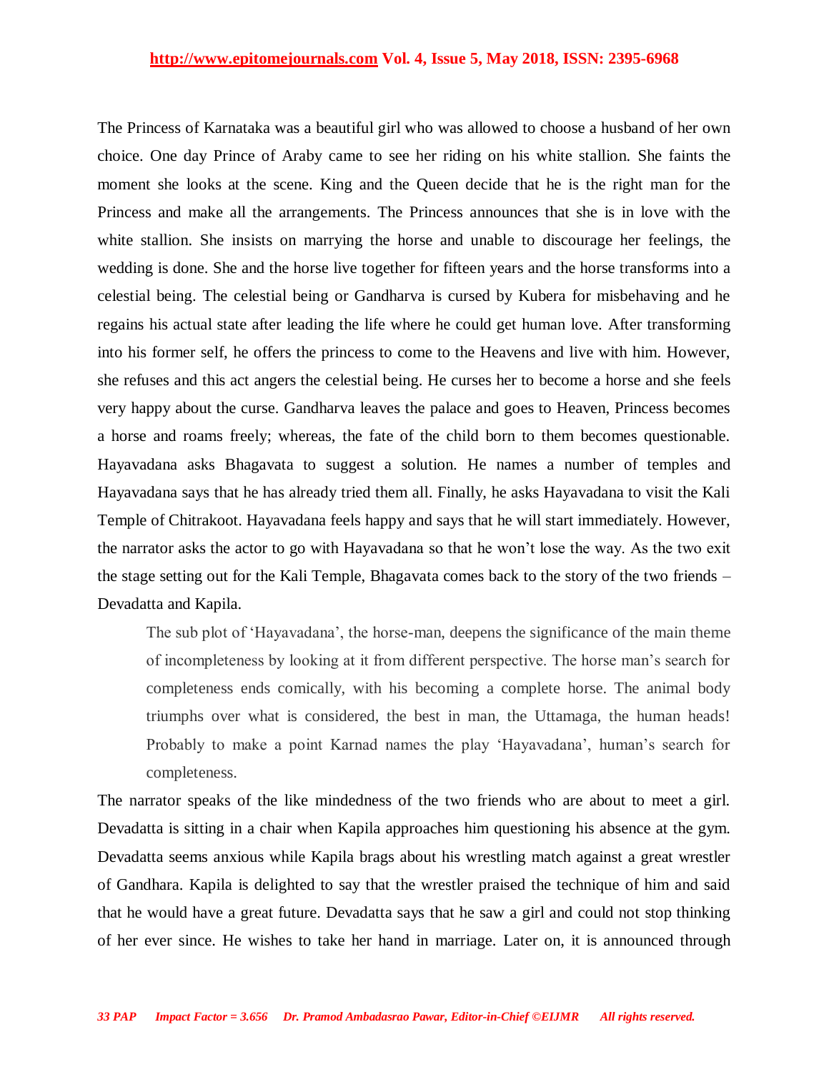The Princess of Karnataka was a beautiful girl who was allowed to choose a husband of her own choice. One day Prince of Araby came to see her riding on his white stallion. She faints the moment she looks at the scene. King and the Queen decide that he is the right man for the Princess and make all the arrangements. The Princess announces that she is in love with the white stallion. She insists on marrying the horse and unable to discourage her feelings, the wedding is done. She and the horse live together for fifteen years and the horse transforms into a celestial being. The celestial being or Gandharva is cursed by Kubera for misbehaving and he regains his actual state after leading the life where he could get human love. After transforming into his former self, he offers the princess to come to the Heavens and live with him. However, she refuses and this act angers the celestial being. He curses her to become a horse and she feels very happy about the curse. Gandharva leaves the palace and goes to Heaven, Princess becomes a horse and roams freely; whereas, the fate of the child born to them becomes questionable. Hayavadana asks Bhagavata to suggest a solution. He names a number of temples and Hayavadana says that he has already tried them all. Finally, he asks Hayavadana to visit the Kali Temple of Chitrakoot. Hayavadana feels happy and says that he will start immediately. However, the narrator asks the actor to go with Hayavadana so that he won't lose the way. As the two exit the stage setting out for the Kali Temple, Bhagavata comes back to the story of the two friends – Devadatta and Kapila.

> The sub plot of 'Hayavadana', the horse-man, deepens the significance of the main theme of incompleteness by looking at it from different perspective. The horse man's search for completeness ends comically, with his becoming a complete horse. The animal body triumphs over what is considered, the best in man, the Uttamaga, the human heads! Probably to make a point Karnad names the play 'Hayavadana', human's search for completeness.

The narrator speaks of the like mindedness of the two friends who are about to meet a girl. Devadatta is sitting in a chair when Kapila approaches him questioning his absence at the gym. Devadatta seems anxious while Kapila brags about his wrestling match against a great wrestler of Gandhara. Kapila is delighted to say that the wrestler praised the technique of him and said that he would have a great future. Devadatta says that he saw a girl and could not stop thinking of her ever since. He wishes to take her hand in marriage. Later on, it is announced through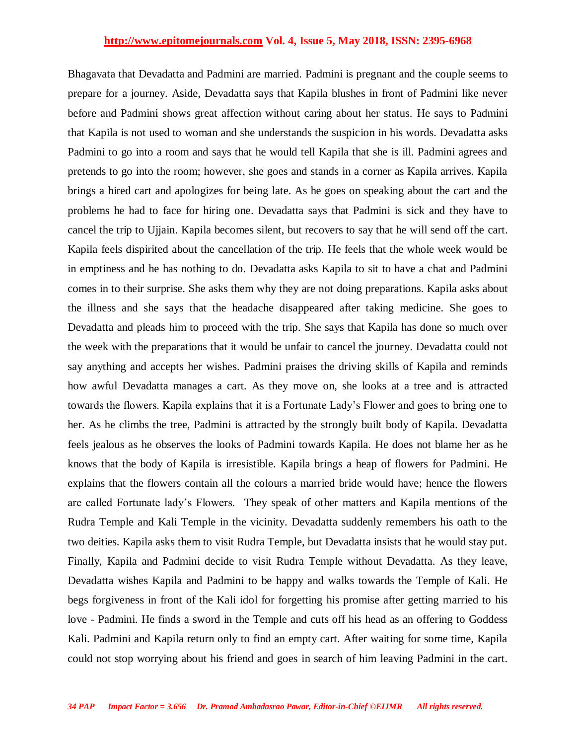Bhagavata that Devadatta and Padmini are married. Padmini is pregnant and the couple seems to prepare for a journey. Aside, Devadatta says that Kapila blushes in front of Padmini like never before and Padmini shows great affection without caring about her status. He says to Padmini that Kapila is not used to woman and she understands the suspicion in his words. Devadatta asks Padmini to go into a room and says that he would tell Kapila that she is ill. Padmini agrees and pretends to go into the room; however, she goes and stands in a corner as Kapila arrives. Kapila brings a hired cart and apologizes for being late. As he goes on speaking about the cart and the problems he had to face for hiring one. Devadatta says that Padmini is sick and they have to cancel the trip to Ujjain. Kapila becomes silent, but recovers to say that he will send off the cart. Kapila feels dispirited about the cancellation of the trip. He feels that the whole week would be in emptiness and he has nothing to do. Devadatta asks Kapila to sit to have a chat and Padmini comes in to their surprise. She asks them why they are not doing preparations. Kapila asks about the illness and she says that the headache disappeared after taking medicine. She goes to Devadatta and pleads him to proceed with the trip. She says that Kapila has done so much over the week with the preparations that it would be unfair to cancel the journey. Devadatta could not say anything and accepts her wishes. Padmini praises the driving skills of Kapila and reminds how awful Devadatta manages a cart. As they move on, she looks at a tree and is attracted towards the flowers. Kapila explains that it is a Fortunate Lady's Flower and goes to bring one to her. As he climbs the tree, Padmini is attracted by the strongly built body of Kapila. Devadatta feels jealous as he observes the looks of Padmini towards Kapila. He does not blame her as he knows that the body of Kapila is irresistible. Kapila brings a heap of flowers for Padmini. He explains that the flowers contain all the colours a married bride would have; hence the flowers are called Fortunate lady's Flowers. They speak of other matters and Kapila mentions of the Rudra Temple and Kali Temple in the vicinity. Devadatta suddenly remembers his oath to the two deities. Kapila asks them to visit Rudra Temple, but Devadatta insists that he would stay put. Finally, Kapila and Padmini decide to visit Rudra Temple without Devadatta. As they leave, Devadatta wishes Kapila and Padmini to be happy and walks towards the Temple of Kali. He begs forgiveness in front of the Kali idol for forgetting his promise after getting married to his love - Padmini. He finds a sword in the Temple and cuts off his head as an offering to Goddess Kali. Padmini and Kapila return only to find an empty cart. After waiting for some time, Kapila could not stop worrying about his friend and goes in search of him leaving Padmini in the cart.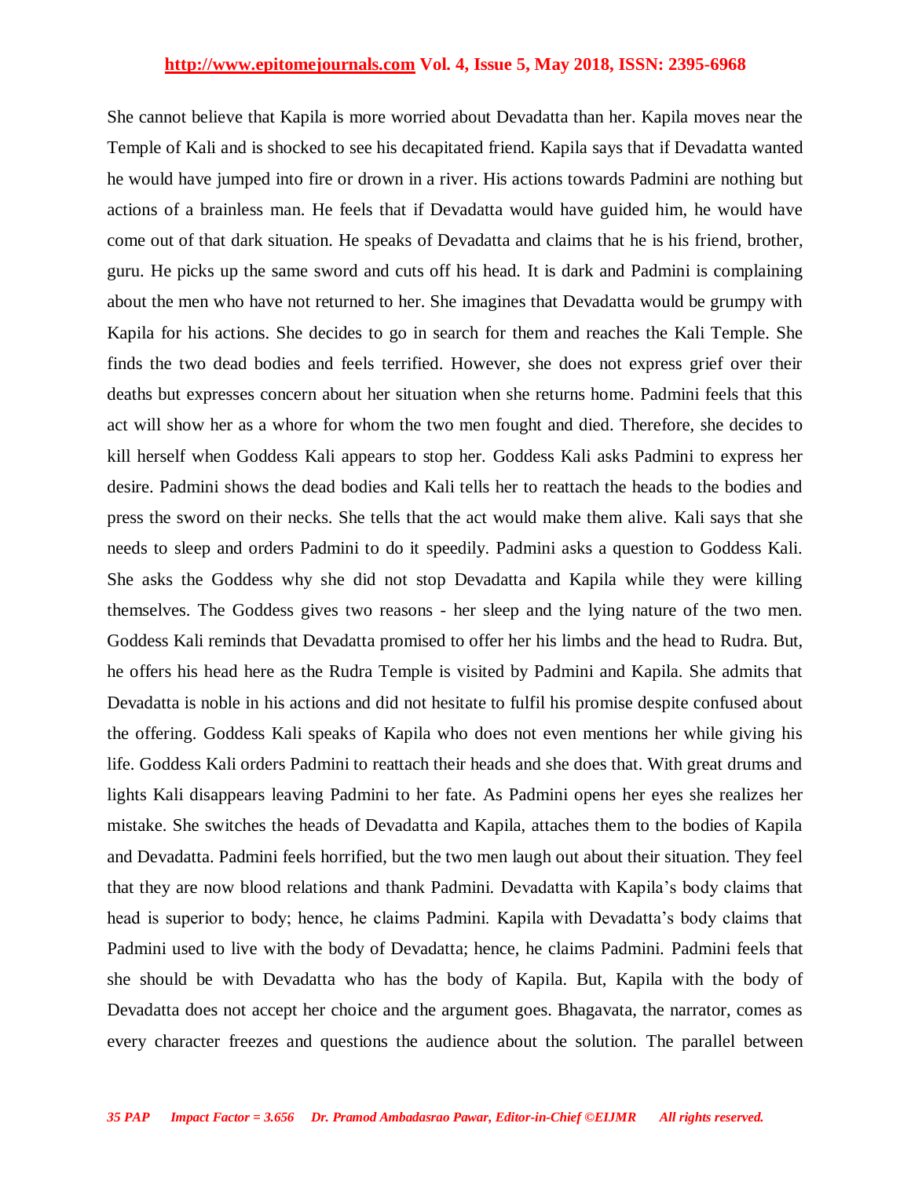She cannot believe that Kapila is more worried about Devadatta than her. Kapila moves near the Temple of Kali and is shocked to see his decapitated friend. Kapila says that if Devadatta wanted he would have jumped into fire or drown in a river. His actions towards Padmini are nothing but actions of a brainless man. He feels that if Devadatta would have guided him, he would have come out of that dark situation. He speaks of Devadatta and claims that he is his friend, brother, guru. He picks up the same sword and cuts off his head. It is dark and Padmini is complaining about the men who have not returned to her. She imagines that Devadatta would be grumpy with Kapila for his actions. She decides to go in search for them and reaches the Kali Temple. She finds the two dead bodies and feels terrified. However, she does not express grief over their deaths but expresses concern about her situation when she returns home. Padmini feels that this act will show her as a whore for whom the two men fought and died. Therefore, she decides to kill herself when Goddess Kali appears to stop her. Goddess Kali asks Padmini to express her desire. Padmini shows the dead bodies and Kali tells her to reattach the heads to the bodies and press the sword on their necks. She tells that the act would make them alive. Kali says that she needs to sleep and orders Padmini to do it speedily. Padmini asks a question to Goddess Kali. She asks the Goddess why she did not stop Devadatta and Kapila while they were killing themselves. The Goddess gives two reasons - her sleep and the lying nature of the two men. Goddess Kali reminds that Devadatta promised to offer her his limbs and the head to Rudra. But, he offers his head here as the Rudra Temple is visited by Padmini and Kapila. She admits that Devadatta is noble in his actions and did not hesitate to fulfil his promise despite confused about the offering. Goddess Kali speaks of Kapila who does not even mentions her while giving his life. Goddess Kali orders Padmini to reattach their heads and she does that. With great drums and lights Kali disappears leaving Padmini to her fate. As Padmini opens her eyes she realizes her mistake. She switches the heads of Devadatta and Kapila, attaches them to the bodies of Kapila and Devadatta. Padmini feels horrified, but the two men laugh out about their situation. They feel that they are now blood relations and thank Padmini. Devadatta with Kapila's body claims that head is superior to body; hence, he claims Padmini. Kapila with Devadatta's body claims that Padmini used to live with the body of Devadatta; hence, he claims Padmini. Padmini feels that she should be with Devadatta who has the body of Kapila. But, Kapila with the body of Devadatta does not accept her choice and the argument goes. Bhagavata, the narrator, comes as every character freezes and questions the audience about the solution. The parallel between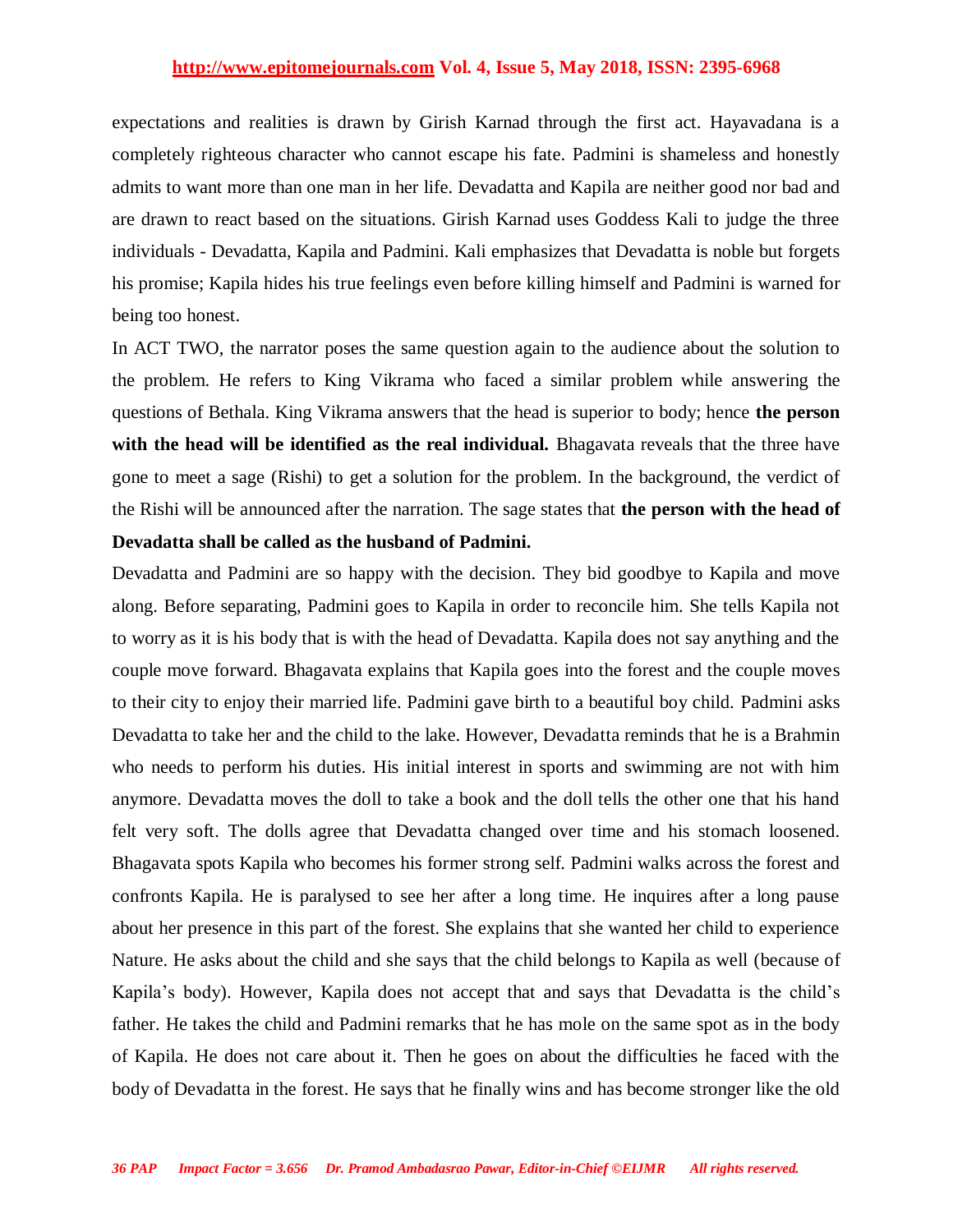expectations and realities is drawn by Girish Karnad through the first act. Hayavadana is a completely righteous character who cannot escape his fate. Padmini is shameless and honestly admits to want more than one man in her life. Devadatta and Kapila are neither good nor bad and are drawn to react based on the situations. Girish Karnad uses Goddess Kali to judge the three individuals - Devadatta, Kapila and Padmini. Kali emphasizes that Devadatta is noble but forgets his promise; Kapila hides his true feelings even before killing himself and Padmini is warned for being too honest.

In ACT TWO, the narrator poses the same question again to the audience about the solution to the problem. He refers to King Vikrama who faced a similar problem while answering the questions of Bethala. King Vikrama answers that the head is superior to body; hence **the person with the head will be identified as the real individual.** Bhagavata reveals that the three have gone to meet a sage (Rishi) to get a solution for the problem. In the background, the verdict of the Rishi will be announced after the narration. The sage states that **the person with the head of Devadatta shall be called as the husband of Padmini.**

Devadatta and Padmini are so happy with the decision. They bid goodbye to Kapila and move along. Before separating, Padmini goes to Kapila in order to reconcile him. She tells Kapila not to worry as it is his body that is with the head of Devadatta. Kapila does not say anything and the couple move forward. Bhagavata explains that Kapila goes into the forest and the couple moves to their city to enjoy their married life. Padmini gave birth to a beautiful boy child. Padmini asks Devadatta to take her and the child to the lake. However, Devadatta reminds that he is a Brahmin who needs to perform his duties. His initial interest in sports and swimming are not with him anymore. Devadatta moves the doll to take a book and the doll tells the other one that his hand felt very soft. The dolls agree that Devadatta changed over time and his stomach loosened. Bhagavata spots Kapila who becomes his former strong self. Padmini walks across the forest and confronts Kapila. He is paralysed to see her after a long time. He inquires after a long pause about her presence in this part of the forest. She explains that she wanted her child to experience Nature. He asks about the child and she says that the child belongs to Kapila as well (because of Kapila's body). However, Kapila does not accept that and says that Devadatta is the child's father. He takes the child and Padmini remarks that he has mole on the same spot as in the body of Kapila. He does not care about it. Then he goes on about the difficulties he faced with the body of Devadatta in the forest. He says that he finally wins and has become stronger like the old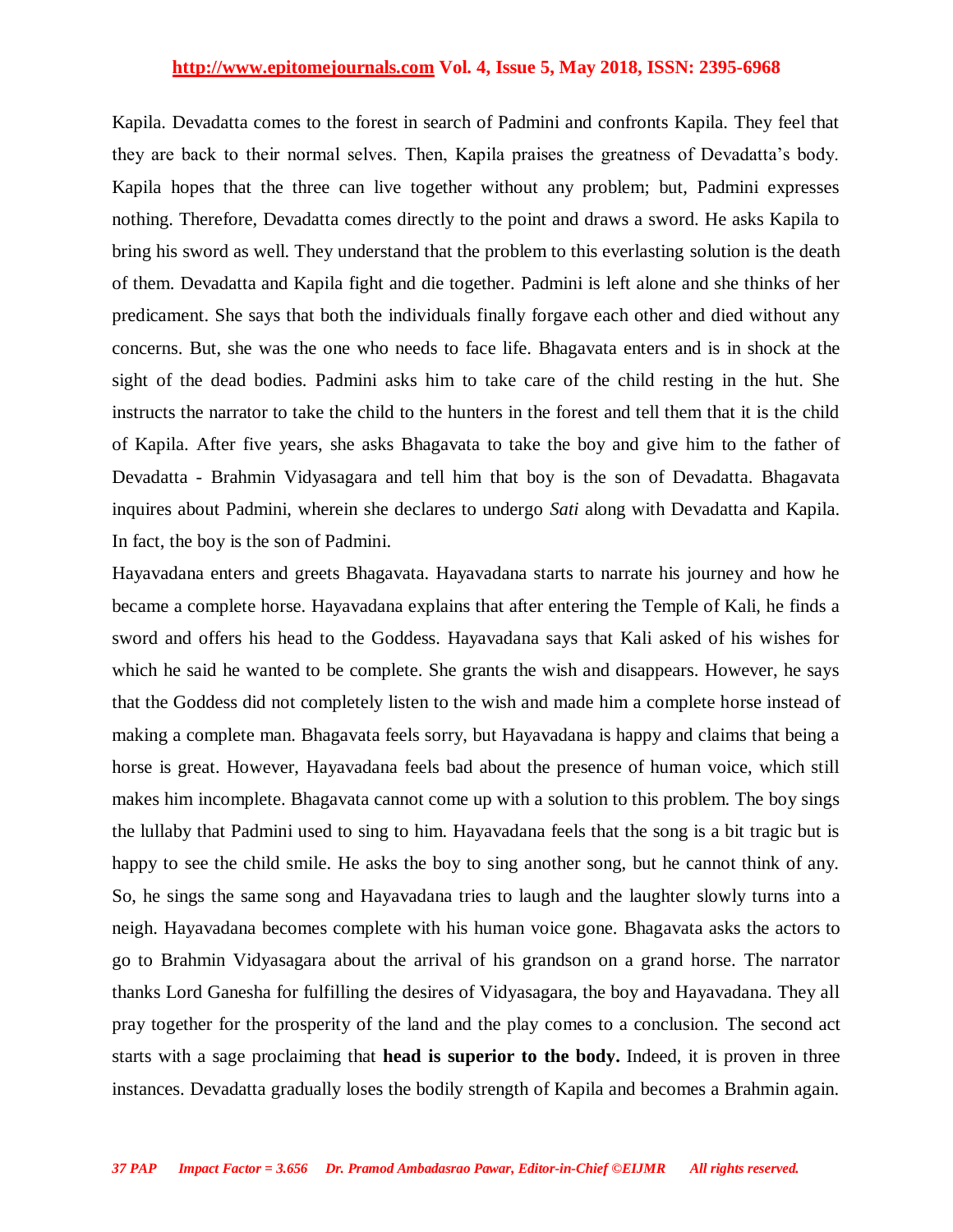Kapila. Devadatta comes to the forest in search of Padmini and confronts Kapila. They feel that they are back to their normal selves. Then, Kapila praises the greatness of Devadatta's body. Kapila hopes that the three can live together without any problem; but, Padmini expresses nothing. Therefore, Devadatta comes directly to the point and draws a sword. He asks Kapila to bring his sword as well. They understand that the problem to this everlasting solution is the death of them. Devadatta and Kapila fight and die together. Padmini is left alone and she thinks of her predicament. She says that both the individuals finally forgave each other and died without any concerns. But, she was the one who needs to face life. Bhagavata enters and is in shock at the sight of the dead bodies. Padmini asks him to take care of the child resting in the hut. She instructs the narrator to take the child to the hunters in the forest and tell them that it is the child of Kapila. After five years, she asks Bhagavata to take the boy and give him to the father of Devadatta - Brahmin Vidyasagara and tell him that boy is the son of Devadatta. Bhagavata inquires about Padmini, wherein she declares to undergo *Sati* along with Devadatta and Kapila. In fact, the boy is the son of Padmini.

Hayavadana enters and greets Bhagavata. Hayavadana starts to narrate his journey and how he became a complete horse. Hayavadana explains that after entering the Temple of Kali, he finds a sword and offers his head to the Goddess. Hayavadana says that Kali asked of his wishes for which he said he wanted to be complete. She grants the wish and disappears. However, he says that the Goddess did not completely listen to the wish and made him a complete horse instead of making a complete man. Bhagavata feels sorry, but Hayavadana is happy and claims that being a horse is great. However, Hayavadana feels bad about the presence of human voice, which still makes him incomplete. Bhagavata cannot come up with a solution to this problem. The boy sings the lullaby that Padmini used to sing to him. Hayavadana feels that the song is a bit tragic but is happy to see the child smile. He asks the boy to sing another song, but he cannot think of any. So, he sings the same song and Hayavadana tries to laugh and the laughter slowly turns into a neigh. Hayavadana becomes complete with his human voice gone. Bhagavata asks the actors to go to Brahmin Vidyasagara about the arrival of his grandson on a grand horse. The narrator thanks Lord Ganesha for fulfilling the desires of Vidyasagara, the boy and Hayavadana. They all pray together for the prosperity of the land and the play comes to a conclusion. The second act starts with a sage proclaiming that **head is superior to the body.** Indeed, it is proven in three instances. Devadatta gradually loses the bodily strength of Kapila and becomes a Brahmin again.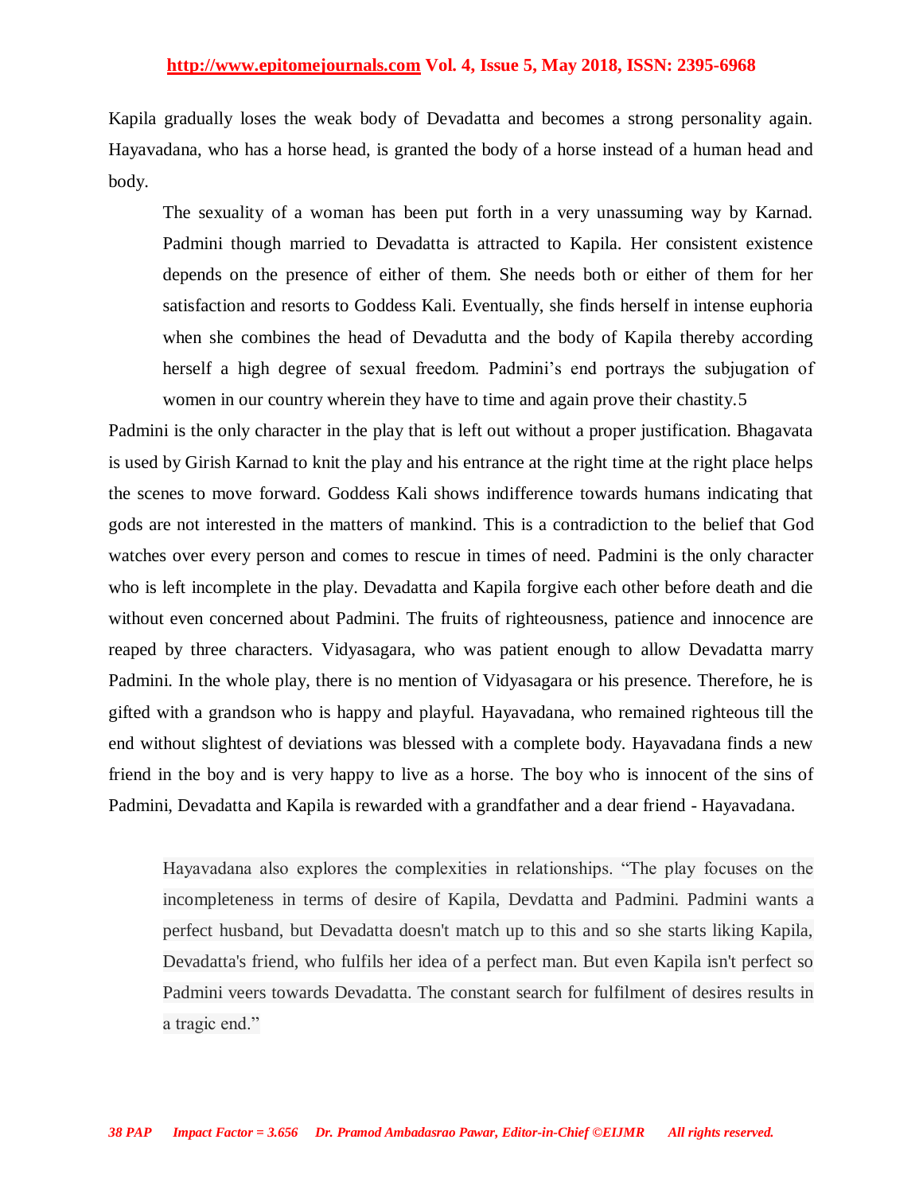Kapila gradually loses the weak body of Devadatta and becomes a strong personality again. Hayavadana, who has a horse head, is granted the body of a horse instead of a human head and body.

> The sexuality of a woman has been put forth in a very unassuming way by Karnad. Padmini though married to Devadatta is attracted to Kapila. Her consistent existence depends on the presence of either of them. She needs both or either of them for her satisfaction and resorts to Goddess Kali. Eventually, she finds herself in intense euphoria when she combines the head of Devadutta and the body of Kapila thereby according herself a high degree of sexual freedom. Padmini's end portrays the subjugation of women in our country wherein they have to time and again prove their chastity.5

Padmini is the only character in the play that is left out without a proper justification. Bhagavata is used by Girish Karnad to knit the play and his entrance at the right time at the right place helps the scenes to move forward. Goddess Kali shows indifference towards humans indicating that gods are not interested in the matters of mankind. This is a contradiction to the belief that God watches over every person and comes to rescue in times of need. Padmini is the only character who is left incomplete in the play. Devadatta and Kapila forgive each other before death and die without even concerned about Padmini. The fruits of righteousness, patience and innocence are reaped by three characters. Vidyasagara, who was patient enough to allow Devadatta marry Padmini. In the whole play, there is no mention of Vidyasagara or his presence. Therefore, he is gifted with a grandson who is happy and playful. Hayavadana, who remained righteous till the end without slightest of deviations was blessed with a complete body. Hayavadana finds a new friend in the boy and is very happy to live as a horse. The boy who is innocent of the sins of Padmini, Devadatta and Kapila is rewarded with a grandfather and a dear friend - Hayavadana.

> Hayavadana also explores the complexities in relationships. "The play focuses on the incompleteness in terms of desire of Kapila, Devdatta and Padmini. Padmini wants a perfect husband, but Devadatta doesn't match up to this and so she starts liking Kapila, Devadatta's friend, who fulfils her idea of a perfect man. But even Kapila isn't perfect so Padmini veers towards Devadatta. The constant search for fulfilment of desires results in a tragic end."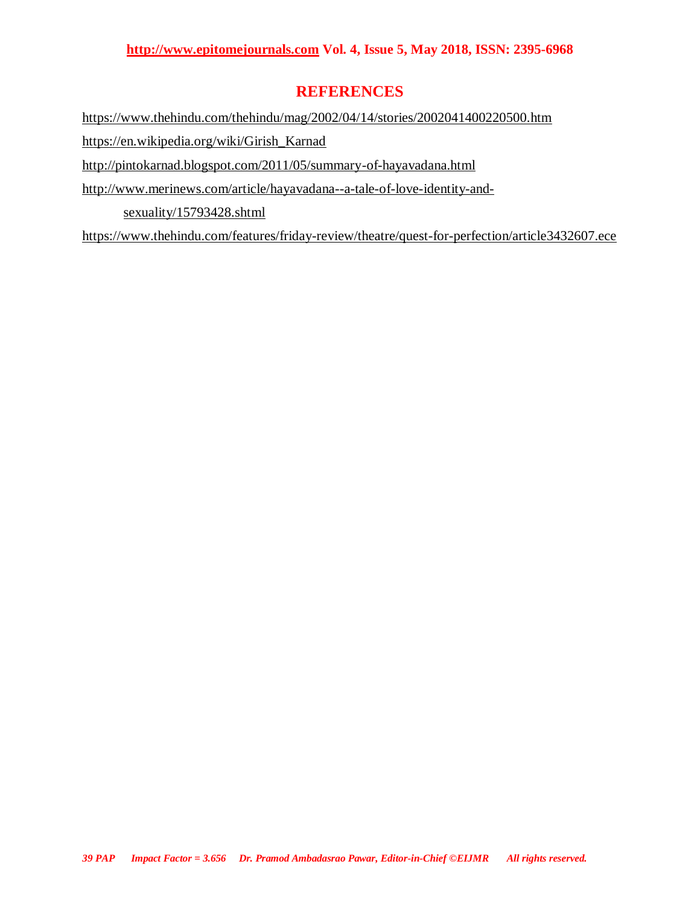## REFERENCES

https://www.thehindu.com/thehindu/mag/2002/04/14/stories/2002041400220500.htm

https://en.wikipedia.org/wiki/Girish_Karnad

http://pintokarnad.blogspot.com/2011/05/summary-of-hayavadana.html

http://www.merinews.com/article/hayavadana--a-tale-of-love-identity-and-sexuality/15793428.shtml

https://www.thehindu.com/features/friday-review/theatre/quest-for-perfection/article3432607.ece